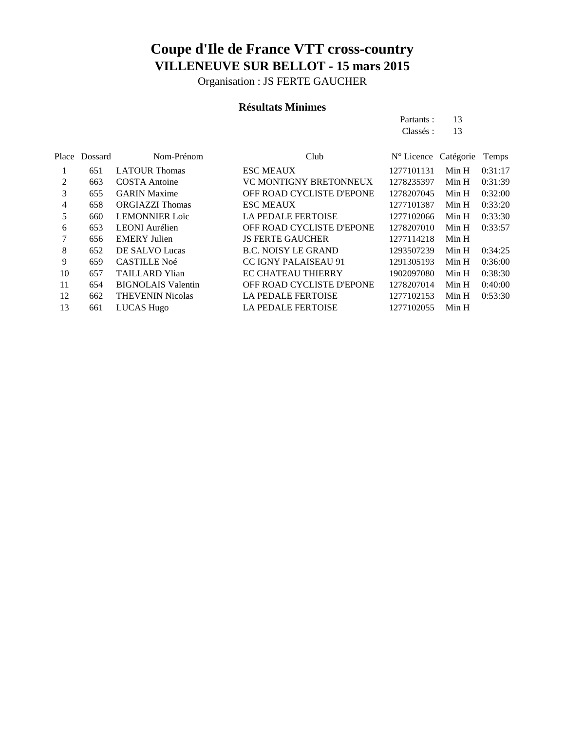# Coupe d'Ile de France VTT cross-country

## VILLENEUVE SUR BELLOT - 15 mars 2015

Organisation : JS FERTE GAUCHER

### Résultats Minimes

Partants : 13
Classés : 13

| Place | Dossard | Nom-Prénom | Club | N° Licence | Catégorie | Temps |
|---|---|---|---|---|---|---|
| 1 | 651 | LATOUR Thomas | ESC MEAUX | 1277101131 | Min H | 0:31:17 |
| 2 | 663 | COSTA Antoine | VC MONTIGNY BRETONNEUX | 1278235397 | Min H | 0:31:39 |
| 3 | 655 | GARIN Maxime | OFF ROAD CYCLISTE D'EPONE | 1278207045 | Min H | 0:32:00 |
| 4 | 658 | ORGIAZZI Thomas | ESC MEAUX | 1277101387 | Min H | 0:33:20 |
| 5 | 660 | LEMONNIER Loïc | LA PEDALE FERTOISE | 1277102066 | Min H | 0:33:30 |
| 6 | 653 | LEONI Aurélien | OFF ROAD CYCLISTE D'EPONE | 1278207010 | Min H | 0:33:57 |
| 7 | 656 | EMERY Julien | JS FERTE GAUCHER | 1277114218 | Min H | |
| 8 | 652 | DE SALVO Lucas | B.C. NOISY LE GRAND | 1293507239 | Min H | 0:34:25 |
| 9 | 659 | CASTILLE Noé | CC IGNY PALAISEAU 91 | 1291305193 | Min H | 0:36:00 |
| 10 | 657 | TAILLARD Ylian | EC CHATEAU THIERRY | 1902097080 | Min H | 0:38:30 |
| 11 | 654 | BIGNOLAIS Valentin | OFF ROAD CYCLISTE D'EPONE | 1278207014 | Min H | 0:40:00 |
| 12 | 662 | THEVENIN Nicolas | LA PEDALE FERTOISE | 1277102153 | Min H | 0:53:30 |
| 13 | 661 | LUCAS Hugo | LA PEDALE FERTOISE | 1277102055 | Min H | |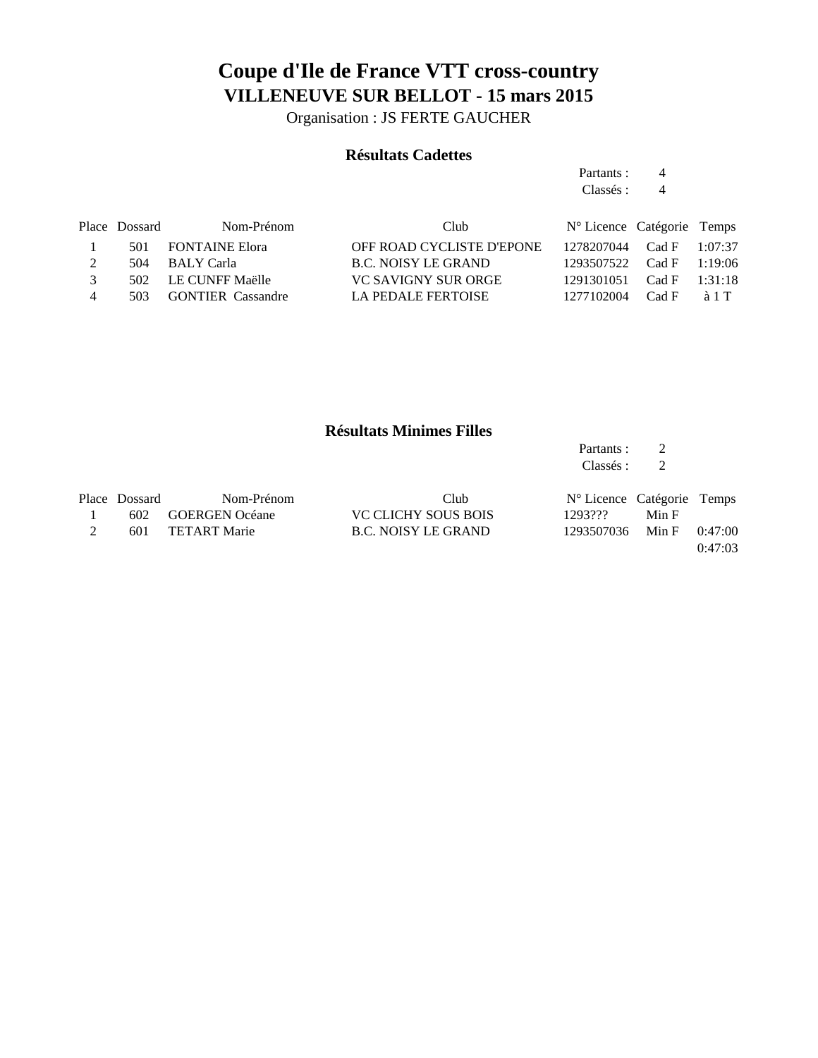# Coupe d'Ile de France VTT cross-country

## VILLENEUVE SUR BELLOT - 15 mars 2015

Organisation : JS FERTE GAUCHER

### Résultats Cadettes

Partants : 4
Classés : 4

| Place | Dossard | Nom-Prénom | Club | N° Licence | Catégorie | Temps |
|---|---|---|---|---|---|---|
| 1 | 501 | FONTAINE Elora | OFF ROAD CYCLISTE D'EPONE | 1278207044 | Cad F | 1:07:37 |
| 2 | 504 | BALY Carla | B.C. NOISY LE GRAND | 1293507522 | Cad F | 1:19:06 |
| 3 | 502 | LE CUNFF Maëlle | VC SAVIGNY SUR ORGE | 1291301051 | Cad F | 1:31:18 |
| 4 | 503 | GONTIER Cassandre | LA PEDALE FERTOISE | 1277102004 | Cad F | à 1 T |

### Résultats Minimes Filles

Partants : 2
Classés : 2

| Place | Dossard | Nom-Prénom | Club | N° Licence | Catégorie | Temps |
|---|---|---|---|---|---|---|
| 1 | 602 | GOERGEN Océane | VC CLICHY SOUS BOIS | 1293??? | Min F | |
| 2 | 601 | TETART Marie | B.C. NOISY LE GRAND | 1293507036 | Min F | 0:47:00 |
| | | | | | | 0:47:03 |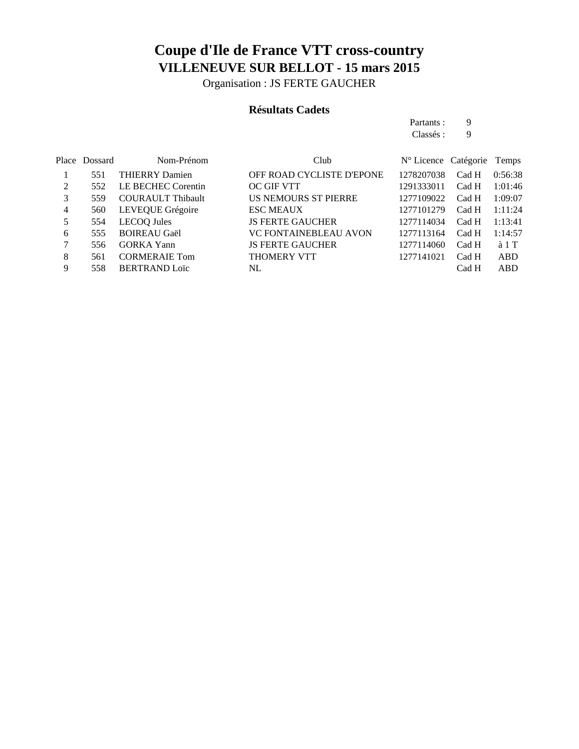# Coupe d'Ile de France VTT cross-country

## VILLENEUVE SUR BELLOT - 15 mars 2015

Organisation : JS FERTE GAUCHER

### Résultats Cadets

Partants : 9
Classés : 9

| Place | Dossard | Nom-Prénom | Club | N° Licence | Catégorie | Temps |
|---|---|---|---|---|---|---|
| 1 | 551 | THIERRY Damien | OFF ROAD CYCLISTE D'EPONE | 1278207038 | Cad H | 0:56:38 |
| 2 | 552 | LE BECHEC Corentin | OC GIF VTT | 1291333011 | Cad H | 1:01:46 |
| 3 | 559 | COURAULT Thibault | US NEMOURS ST PIERRE | 1277109022 | Cad H | 1:09:07 |
| 4 | 560 | LEVEQUE Grégoire | ESC MEAUX | 1277101279 | Cad H | 1:11:24 |
| 5 | 554 | LECOQ Jules | JS FERTE GAUCHER | 1277114034 | Cad H | 1:13:41 |
| 6 | 555 | BOIREAU Gaël | VC FONTAINEBLEAU AVON | 1277113164 | Cad H | 1:14:57 |
| 7 | 556 | GORKA Yann | JS FERTE GAUCHER | 1277114060 | Cad H | à 1 T |
| 8 | 561 | CORMERAIE Tom | THOMERY VTT | 1277141021 | Cad H | ABD |
| 9 | 558 | BERTRAND Loïc | NL | | Cad H | ABD |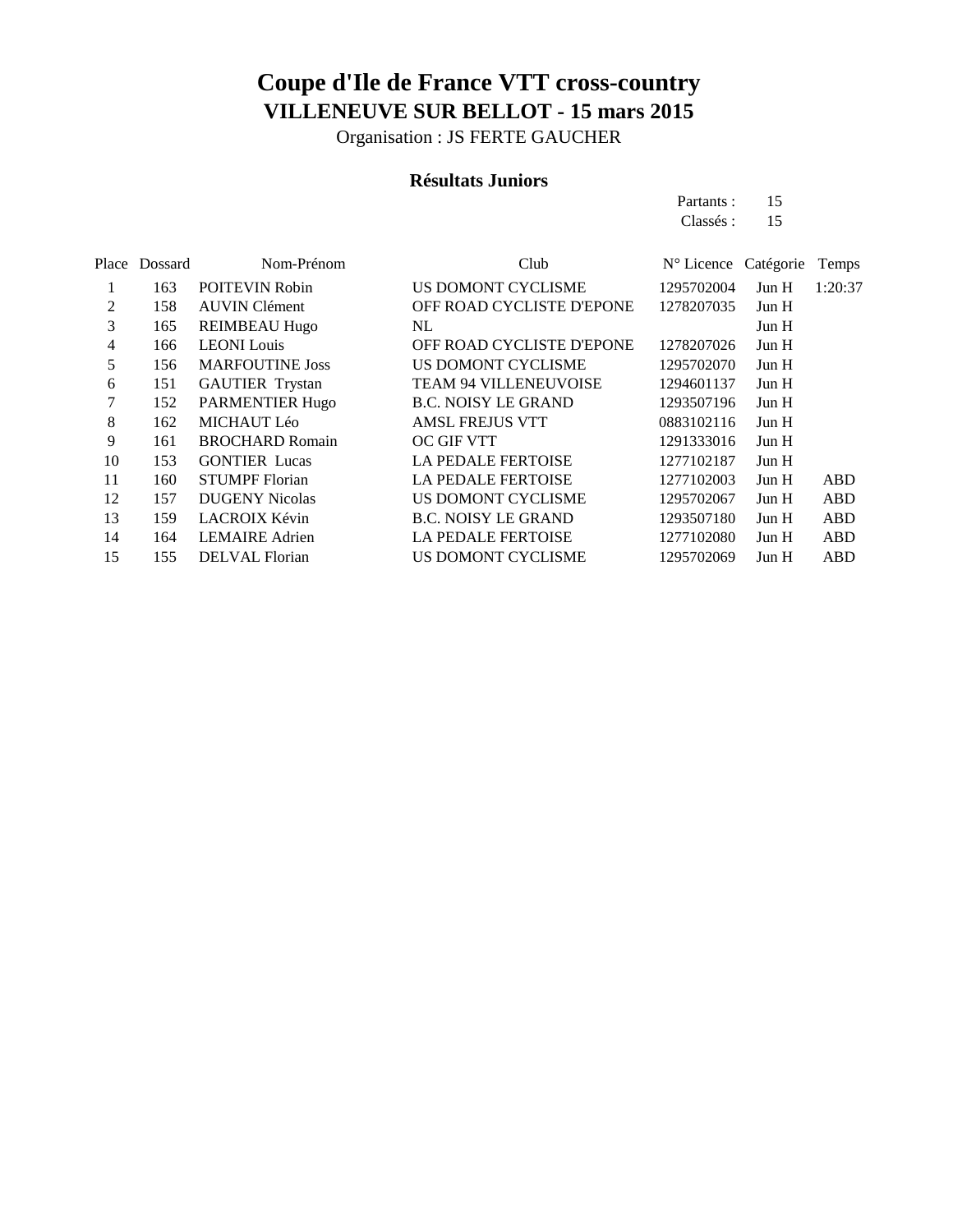# Coupe d'Ile de France VTT cross-country

## VILLENEUVE SUR BELLOT - 15 mars 2015

Organisation : JS FERTE GAUCHER

### Résultats Juniors

Partants : 15
Classés : 15

| Place | Dossard | Nom-Prénom | Club | N° Licence | Catégorie | Temps |
|---|---|---|---|---|---|---|
| 1 | 163 | POITEVIN Robin | US DOMONT CYCLISME | 1295702004 | Jun H | 1:20:37 |
| 2 | 158 | AUVIN Clément | OFF ROAD CYCLISTE D'EPONE | 1278207035 | Jun H | |
| 3 | 165 | REIMBEAU Hugo | NL | | Jun H | |
| 4 | 166 | LEONI Louis | OFF ROAD CYCLISTE D'EPONE | 1278207026 | Jun H | |
| 5 | 156 | MARFOUTINE Joss | US DOMONT CYCLISME | 1295702070 | Jun H | |
| 6 | 151 | GAUTIER Trystan | TEAM 94 VILLENEUVOISE | 1294601137 | Jun H | |
| 7 | 152 | PARMENTIER Hugo | B.C. NOISY LE GRAND | 1293507196 | Jun H | |
| 8 | 162 | MICHAUT Léo | AMSL FREJUS VTT | 0883102116 | Jun H | |
| 9 | 161 | BROCHARD Romain | OC GIF VTT | 1291333016 | Jun H | |
| 10 | 153 | GONTIER Lucas | LA PEDALE FERTOISE | 1277102187 | Jun H | |
| 11 | 160 | STUMPF Florian | LA PEDALE FERTOISE | 1277102003 | Jun H | ABD |
| 12 | 157 | DUGENY Nicolas | US DOMONT CYCLISME | 1295702067 | Jun H | ABD |
| 13 | 159 | LACROIX Kévin | B.C. NOISY LE GRAND | 1293507180 | Jun H | ABD |
| 14 | 164 | LEMAIRE Adrien | LA PEDALE FERTOISE | 1277102080 | Jun H | ABD |
| 15 | 155 | DELVAL Florian | US DOMONT CYCLISME | 1295702069 | Jun H | ABD |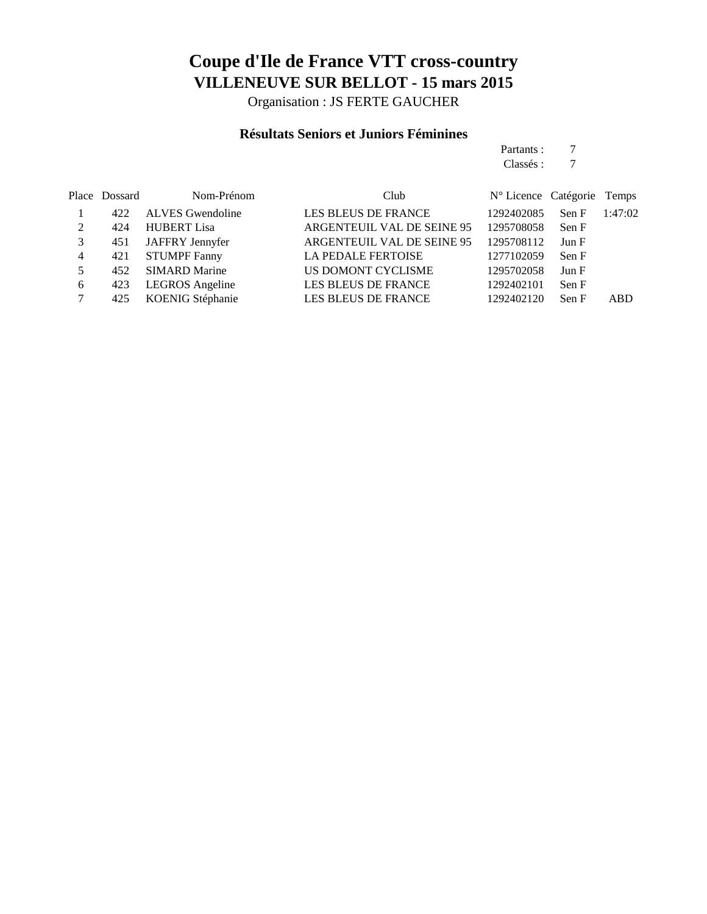# Coupe d'Ile de France VTT cross-country

## VILLENEUVE SUR BELLOT - 15 mars 2015

Organisation : JS FERTE GAUCHER

### Résultats Seniors et Juniors Féminines

Partants : 7
Classés : 7

| Place | Dossard | Nom-Prénom | Club | N° Licence | Catégorie | Temps |
|---|---|---|---|---|---|---|
| 1 | 422 | ALVES Gwendoline | LES BLEUS DE FRANCE | 1292402085 | Sen F | 1:47:02 |
| 2 | 424 | HUBERT Lisa | ARGENTEUIL VAL DE SEINE 95 | 1295708058 | Sen F | |
| 3 | 451 | JAFFRY Jennyfer | ARGENTEUIL VAL DE SEINE 95 | 1295708112 | Jun F | |
| 4 | 421 | STUMPF Fanny | LA PEDALE FERTOISE | 1277102059 | Sen F | |
| 5 | 452 | SIMARD Marine | US DOMONT CYCLISME | 1295702058 | Jun F | |
| 6 | 423 | LEGROS Angeline | LES BLEUS DE FRANCE | 1292402101 | Sen F | |
| 7 | 425 | KOENIG Stéphanie | LES BLEUS DE FRANCE | 1292402120 | Sen F | ABD |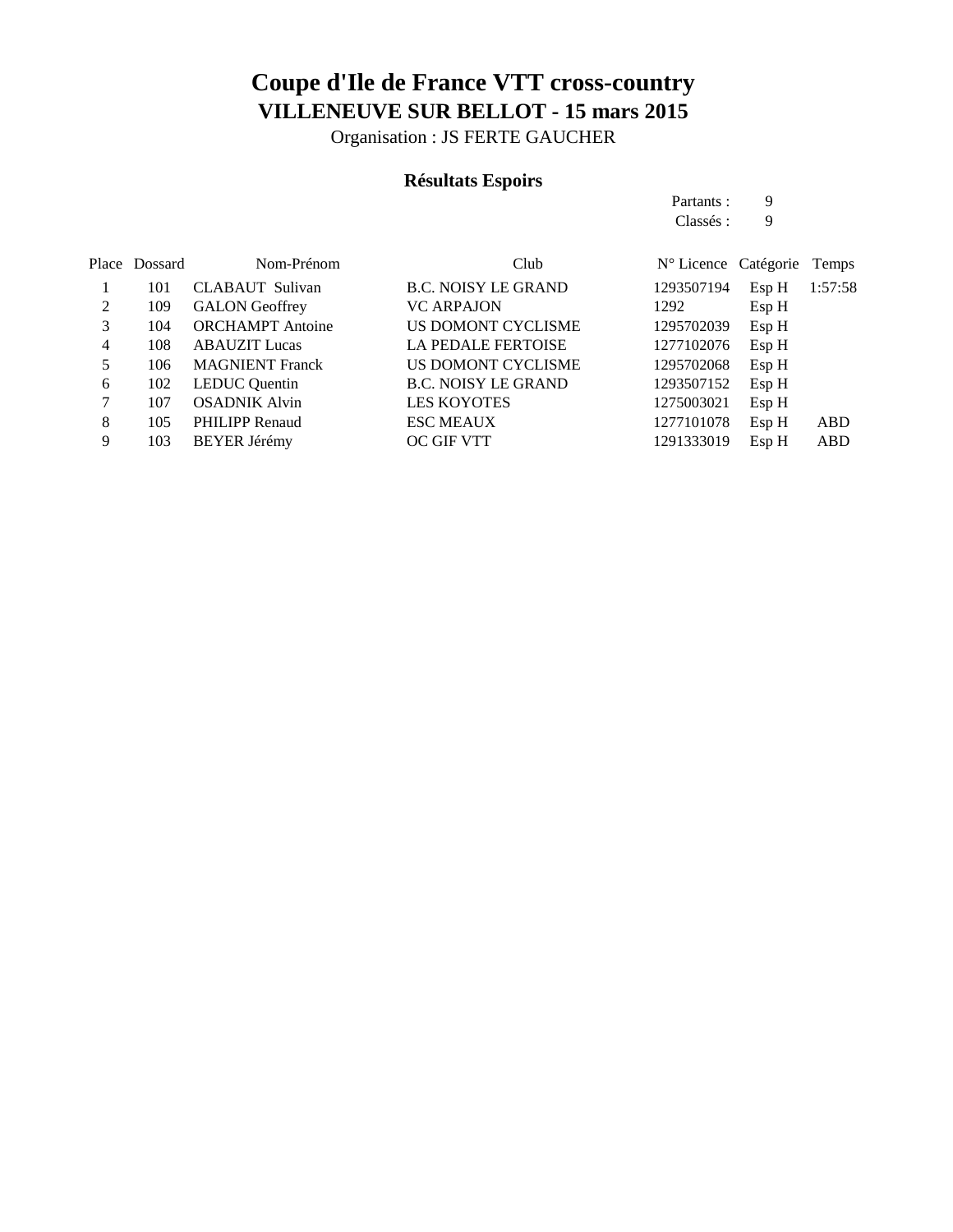# Coupe d'Ile de France VTT cross-country

## VILLENEUVE SUR BELLOT - 15 mars 2015

Organisation : JS FERTE GAUCHER

### Résultats Espoirs

Partants : 9
Classés : 9

| Place | Dossard | Nom-Prénom | Club | N° Licence | Catégorie | Temps |
|---|---|---|---|---|---|---|
| 1 | 101 | CLABAUT Sulivan | B.C. NOISY LE GRAND | 1293507194 | Esp H | 1:57:58 |
| 2 | 109 | GALON Geoffrey | VC ARPAJON | 1292 | Esp H | |
| 3 | 104 | ORCHAMPT Antoine | US DOMONT CYCLISME | 1295702039 | Esp H | |
| 4 | 108 | ABAUZIT Lucas | LA PEDALE FERTOISE | 1277102076 | Esp H | |
| 5 | 106 | MAGNIENT Franck | US DOMONT CYCLISME | 1295702068 | Esp H | |
| 6 | 102 | LEDUC Quentin | B.C. NOISY LE GRAND | 1293507152 | Esp H | |
| 7 | 107 | OSADNIK Alvin | LES KOYOTES | 1275003021 | Esp H | |
| 8 | 105 | PHILIPP Renaud | ESC MEAUX | 1277101078 | Esp H | ABD |
| 9 | 103 | BEYER Jérémy | OC GIF VTT | 1291333019 | Esp H | ABD |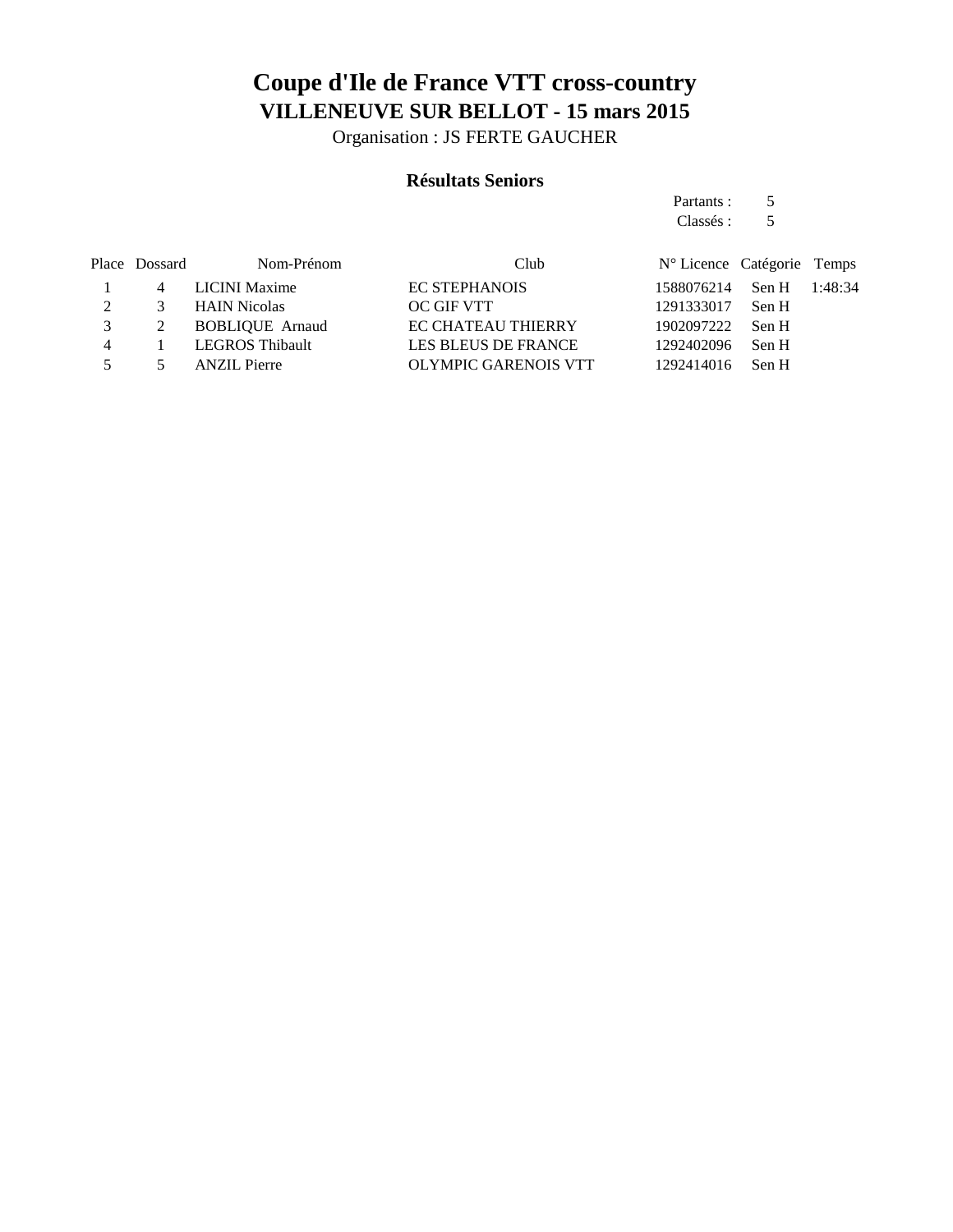# Coupe d'Ile de France VTT cross-country

## VILLENEUVE SUR BELLOT - 15 mars 2015

Organisation : JS FERTE GAUCHER

### Résultats Seniors

Partants : 5

Classés : 5

| Place | Dossard | Nom-Prénom | Club | N° Licence | Catégorie | Temps |
|---|---|---|---|---|---|---|
| 1 | 4 | LICINI Maxime | EC STEPHANOIS | 1588076214 | Sen H | 1:48:34 |
| 2 | 3 | HAIN Nicolas | OC GIF VTT | 1291333017 | Sen H | |
| 3 | 2 | BOBLIQUE Arnaud | EC CHATEAU THIERRY | 1902097222 | Sen H | |
| 4 | 1 | LEGROS Thibault | LES BLEUS DE FRANCE | 1292402096 | Sen H | |
| 5 | 5 | ANZIL Pierre | OLYMPIC GARENOIS VTT | 1292414016 | Sen H | |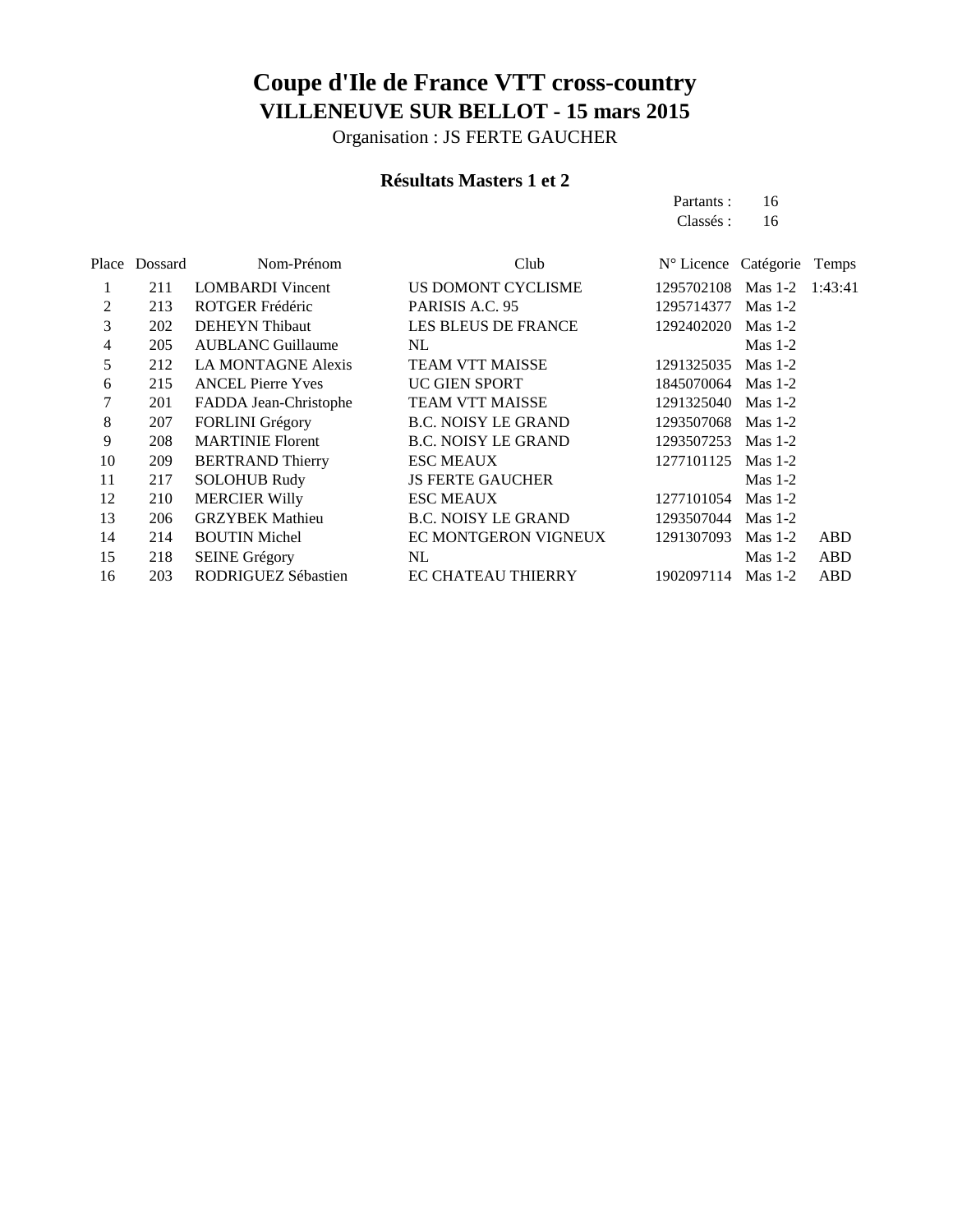# Coupe d'Ile de France VTT cross-country

## VILLENEUVE SUR BELLOT - 15 mars 2015

Organisation : JS FERTE GAUCHER

### Résultats Masters 1 et 2

Partants : 16
Classés : 16

| Place | Dossard | Nom-Prénom | Club | N° Licence | Catégorie | Temps |
|---|---|---|---|---|---|---|
| 1 | 211 | LOMBARDI Vincent | US DOMONT CYCLISME | 1295702108 | Mas 1-2 | 1:43:41 |
| 2 | 213 | ROTGER Frédéric | PARISIS A.C. 95 | 1295714377 | Mas 1-2 | |
| 3 | 202 | DEHEYN Thibaut | LES BLEUS DE FRANCE | 1292402020 | Mas 1-2 | |
| 4 | 205 | AUBLANC Guillaume | NL | | Mas 1-2 | |
| 5 | 212 | LA MONTAGNE Alexis | TEAM VTT MAISSE | 1291325035 | Mas 1-2 | |
| 6 | 215 | ANCEL Pierre Yves | UC GIEN SPORT | 1845070064 | Mas 1-2 | |
| 7 | 201 | FADDA Jean-Christophe | TEAM VTT MAISSE | 1291325040 | Mas 1-2 | |
| 8 | 207 | FORLINI Grégory | B.C. NOISY LE GRAND | 1293507068 | Mas 1-2 | |
| 9 | 208 | MARTINIE Florent | B.C. NOISY LE GRAND | 1293507253 | Mas 1-2 | |
| 10 | 209 | BERTRAND Thierry | ESC MEAUX | 1277101125 | Mas 1-2 | |
| 11 | 217 | SOLOHUB Rudy | JS FERTE GAUCHER | | Mas 1-2 | |
| 12 | 210 | MERCIER Willy | ESC MEAUX | 1277101054 | Mas 1-2 | |
| 13 | 206 | GRZYBEK Mathieu | B.C. NOISY LE GRAND | 1293507044 | Mas 1-2 | |
| 14 | 214 | BOUTIN Michel | EC MONTGERON VIGNEUX | 1291307093 | Mas 1-2 | ABD |
| 15 | 218 | SEINE Grégory | NL | | Mas 1-2 | ABD |
| 16 | 203 | RODRIGUEZ Sébastien | EC CHATEAU THIERRY | 1902097114 | Mas 1-2 | ABD |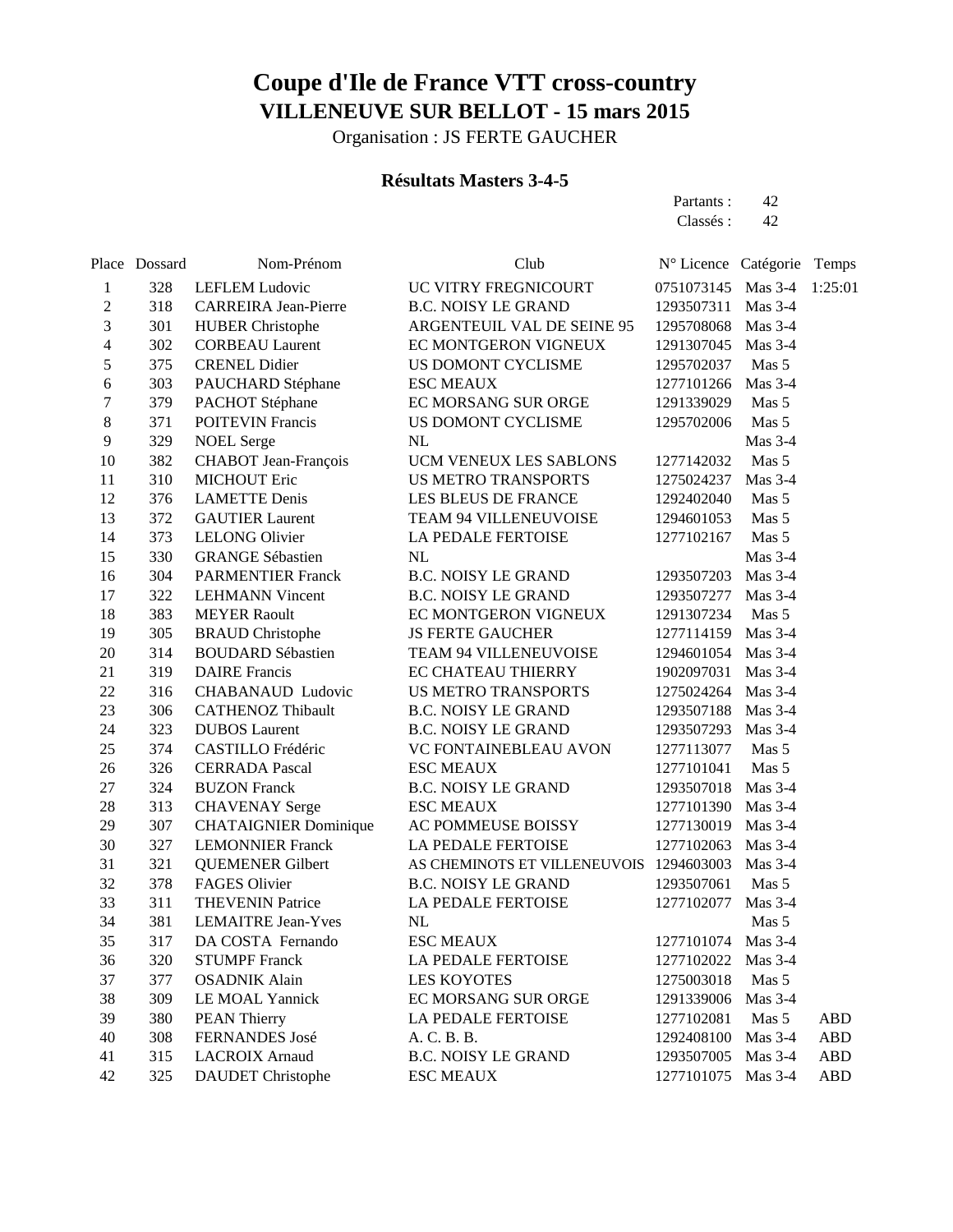# Coupe d'Ile de France VTT cross-country

## VILLENEUVE SUR BELLOT - 15 mars 2015

Organisation : JS FERTE GAUCHER

### Résultats Masters 3-4-5

Partants : 42
Classés : 42

| Place | Dossard | Nom-Prénom | Club | N° Licence | Catégorie | Temps |
|---|---|---|---|---|---|---|
| 1 | 328 | LEFLEM Ludovic | UC VITRY FREGNICOURT | 0751073145 | Mas 3-4 | 1:25:01 |
| 2 | 318 | CARREIRA Jean-Pierre | B.C. NOISY LE GRAND | 1293507311 | Mas 3-4 | |
| 3 | 301 | HUBER Christophe | ARGENTEUIL VAL DE SEINE 95 | 1295708068 | Mas 3-4 | |
| 4 | 302 | CORBEAU Laurent | EC MONTGERON VIGNEUX | 1291307045 | Mas 3-4 | |
| 5 | 375 | CRENEL Didier | US DOMONT CYCLISME | 1295702037 | Mas 5 | |
| 6 | 303 | PAUCHARD Stéphane | ESC MEAUX | 1277101266 | Mas 3-4 | |
| 7 | 379 | PACHOT Stéphane | EC MORSANG SUR ORGE | 1291339029 | Mas 5 | |
| 8 | 371 | POITEVIN Francis | US DOMONT CYCLISME | 1295702006 | Mas 5 | |
| 9 | 329 | NOEL Serge | NL | | Mas 3-4 | |
| 10 | 382 | CHABOT Jean-François | UCM VENEUX LES SABLONS | 1277142032 | Mas 5 | |
| 11 | 310 | MICHOUT Eric | US METRO TRANSPORTS | 1275024237 | Mas 3-4 | |
| 12 | 376 | LAMETTE Denis | LES BLEUS DE FRANCE | 1292402040 | Mas 5 | |
| 13 | 372 | GAUTIER Laurent | TEAM 94 VILLENEUVOISE | 1294601053 | Mas 5 | |
| 14 | 373 | LELONG Olivier | LA PEDALE FERTOISE | 1277102167 | Mas 5 | |
| 15 | 330 | GRANGE Sébastien | NL | | Mas 3-4 | |
| 16 | 304 | PARMENTIER Franck | B.C. NOISY LE GRAND | 1293507203 | Mas 3-4 | |
| 17 | 322 | LEHMANN Vincent | B.C. NOISY LE GRAND | 1293507277 | Mas 3-4 | |
| 18 | 383 | MEYER Raoult | EC MONTGERON VIGNEUX | 1291307234 | Mas 5 | |
| 19 | 305 | BRAUD Christophe | JS FERTE GAUCHER | 1277114159 | Mas 3-4 | |
| 20 | 314 | BOUDARD Sébastien | TEAM 94 VILLENEUVOISE | 1294601054 | Mas 3-4 | |
| 21 | 319 | DAIRE Francis | EC CHATEAU THIERRY | 1902097031 | Mas 3-4 | |
| 22 | 316 | CHABANAUD Ludovic | US METRO TRANSPORTS | 1275024264 | Mas 3-4 | |
| 23 | 306 | CATHENOZ Thibault | B.C. NOISY LE GRAND | 1293507188 | Mas 3-4 | |
| 24 | 323 | DUBOS Laurent | B.C. NOISY LE GRAND | 1293507293 | Mas 3-4 | |
| 25 | 374 | CASTILLO Frédéric | VC FONTAINEBLEAU AVON | 1277113077 | Mas 5 | |
| 26 | 326 | CERRADA Pascal | ESC MEAUX | 1277101041 | Mas 5 | |
| 27 | 324 | BUZON Franck | B.C. NOISY LE GRAND | 1293507018 | Mas 3-4 | |
| 28 | 313 | CHAVENAY Serge | ESC MEAUX | 1277101390 | Mas 3-4 | |
| 29 | 307 | CHATAIGNIER Dominique | AC POMMEUSE BOISSY | 1277130019 | Mas 3-4 | |
| 30 | 327 | LEMONNIER Franck | LA PEDALE FERTOISE | 1277102063 | Mas 3-4 | |
| 31 | 321 | QUEMENER Gilbert | AS CHEMINOTS ET VILLENEUVOIS | 1294603003 | Mas 3-4 | |
| 32 | 378 | FAGES Olivier | B.C. NOISY LE GRAND | 1293507061 | Mas 5 | |
| 33 | 311 | THEVENIN Patrice | LA PEDALE FERTOISE | 1277102077 | Mas 3-4 | |
| 34 | 381 | LEMAITRE Jean-Yves | NL | | Mas 5 | |
| 35 | 317 | DA COSTA Fernando | ESC MEAUX | 1277101074 | Mas 3-4 | |
| 36 | 320 | STUMPF Franck | LA PEDALE FERTOISE | 1277102022 | Mas 3-4 | |
| 37 | 377 | OSADNIK Alain | LES KOYOTES | 1275003018 | Mas 5 | |
| 38 | 309 | LE MOAL Yannick | EC MORSANG SUR ORGE | 1291339006 | Mas 3-4 | |
| 39 | 380 | PEAN Thierry | LA PEDALE FERTOISE | 1277102081 | Mas 5 | ABD |
| 40 | 308 | FERNANDES José | A. C. B. B. | 1292408100 | Mas 3-4 | ABD |
| 41 | 315 | LACROIX Arnaud | B.C. NOISY LE GRAND | 1293507005 | Mas 3-4 | ABD |
| 42 | 325 | DAUDET Christophe | ESC MEAUX | 1277101075 | Mas 3-4 | ABD |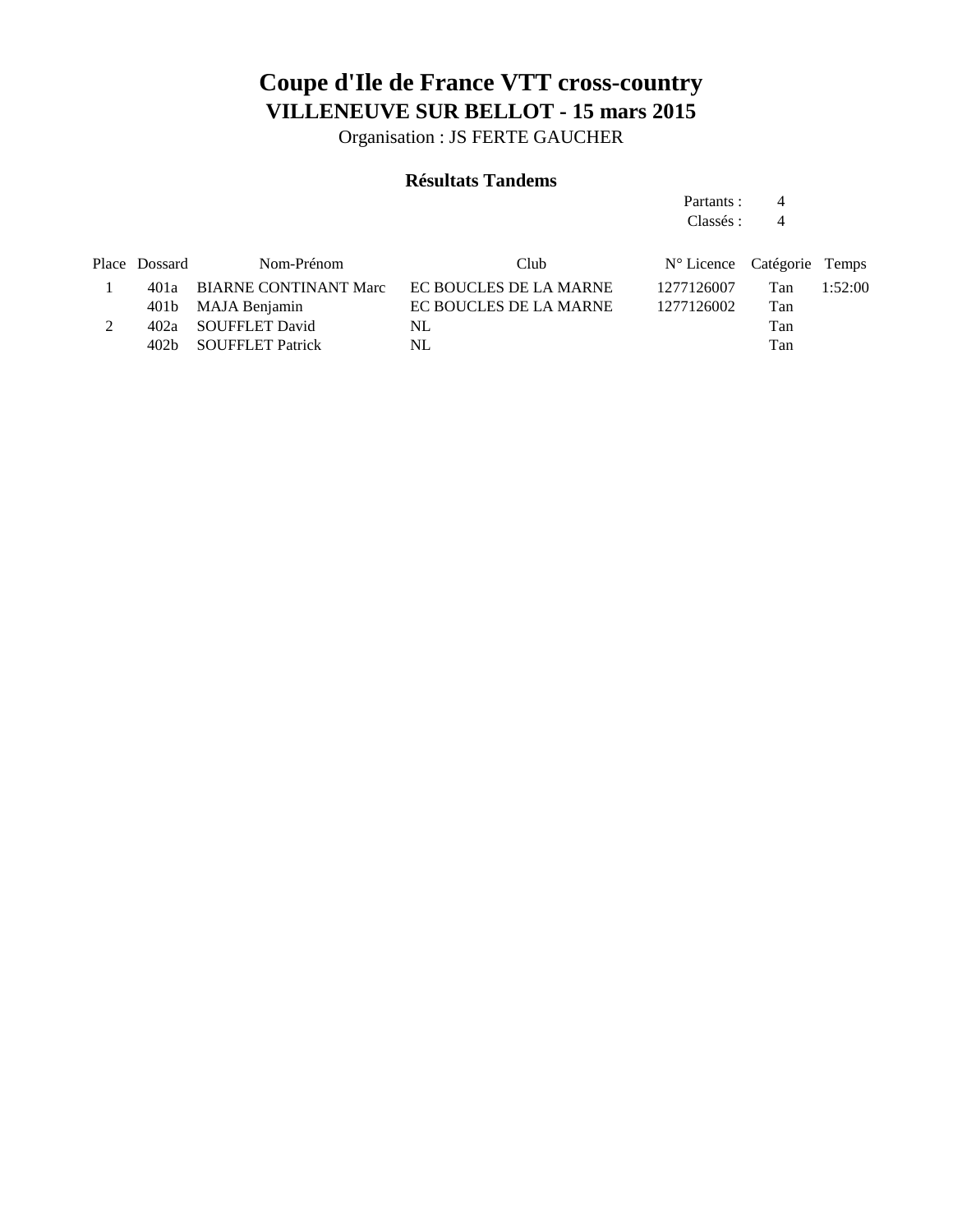# Coupe d'Ile de France VTT cross-country

## VILLENEUVE SUR BELLOT - 15 mars 2015

Organisation : JS FERTE GAUCHER

### Résultats Tandems

Partants : 4
Classés : 4

| Place | Dossard | Nom-Prénom | Club | N° Licence | Catégorie | Temps |
|---|---|---|---|---|---|---|
| 1 | 401a | BIARNE CONTINANT Marc | EC BOUCLES DE LA MARNE | 1277126007 | Tan | 1:52:00 |
| | 401b | MAJA Benjamin | EC BOUCLES DE LA MARNE | 1277126002 | Tan | |
| 2 | 402a | SOUFFLET David | NL | | Tan | |
| | 402b | SOUFFLET Patrick | NL | | Tan | |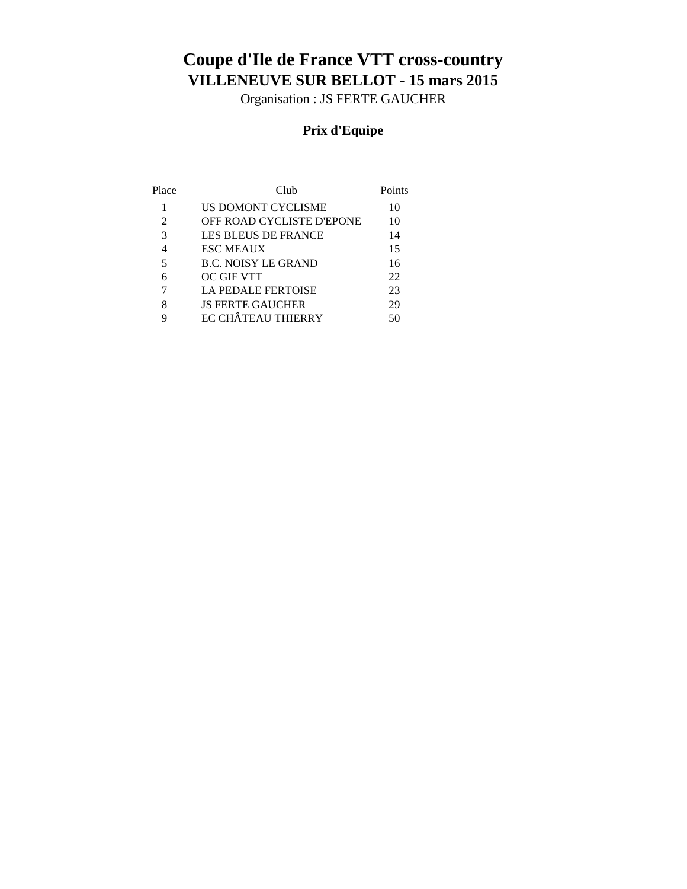# Coupe d'Ile de France VTT cross-country

## VILLENEUVE SUR BELLOT - 15 mars 2015

Organisation : JS FERTE GAUCHER

### Prix d'Equipe

| Place | Club | Points |
|---|---|---|
| 1 | US DOMONT CYCLISME | 10 |
| 2 | OFF ROAD CYCLISTE D'EPONE | 10 |
| 3 | LES BLEUS DE FRANCE | 14 |
| 4 | ESC MEAUX | 15 |
| 5 | B.C. NOISY LE GRAND | 16 |
| 6 | OC GIF VTT | 22 |
| 7 | LA PEDALE FERTOISE | 23 |
| 8 | JS FERTE GAUCHER | 29 |
| 9 | EC CHÂTEAU THIERRY | 50 |